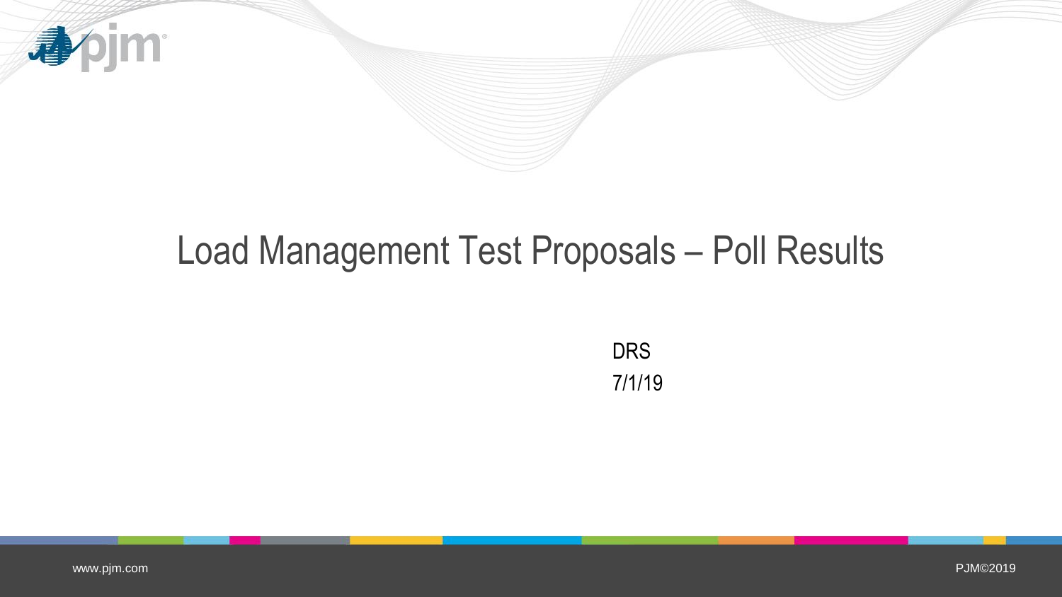# Load Management Test Proposals – Poll Results

DRS

7/1/19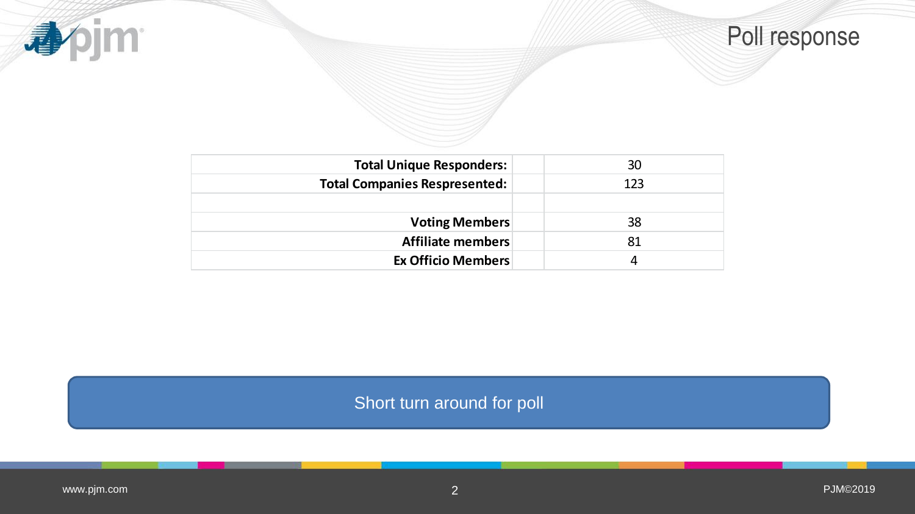# Poll response

| | | |
|---|---|---|
| **Total Unique Responders:** | | 30 |
| **Total Companies Respresented:** | | 123 |
| | | |
| **Voting Members** | | 38 |
| **Affiliate members** | | 81 |
| **Ex Officio Members** | | 4 |

Short turn around for poll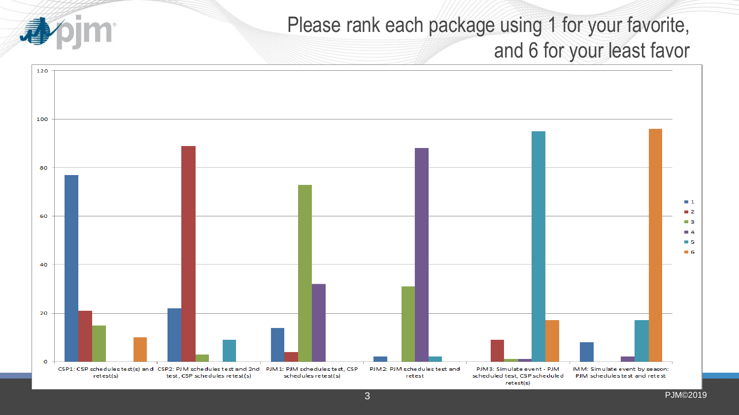# Please rank each package using 1 for your favorite, and 6 for your least favor

| Package | 1 | 2 | 3 | 4 | 5 | 6 |
|---|---|---|---|---|---|---|
| CSP1: CSP schedules test(s) and retest(s) | 77 | 21 | 15 | 0 | 0 | 10 |
| CSP2: PJM schedules test and 2nd test, CSP schedules retest(s) | 22 | 89 | 3 | 0 | 9 | 0 |
| PJM1: PJM schedules test, CSP schedules retest(s) | 14 | 4 | 73 | 32 | 0 | 0 |
| PJM2: PJM schedules test and retest | 2 | 0 | 31 | 88 | 2 | 0 |
| PJM3: Simulate event - PJM scheduled test, CSP scheduled retest(s) | 0 | 9 | 1 | 1 | 95 | 17 |
| IMM: Simulate event by season: PJM schedules test and retest | 8 | 0 | 0 | 2 | 17 | 96 |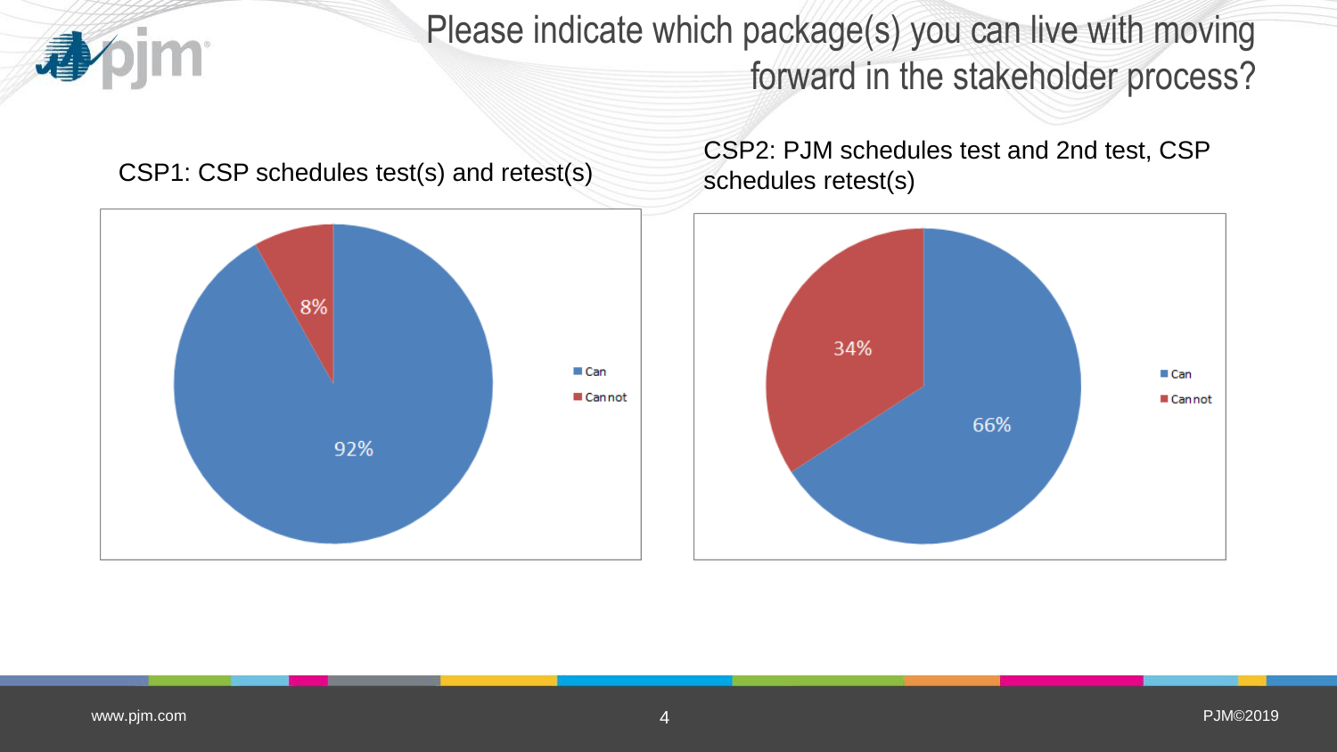# Please indicate which package(s) you can live with moving forward in the stakeholder process?

CSP1: CSP schedules test(s) and retest(s)

| | |
|---|---|
| Can | 92% |
| Cannot | 8% |

CSP2: PJM schedules test and 2nd test, CSP schedules retest(s)

| | |
|---|---|
| Can | 66% |
| Cannot | 34% |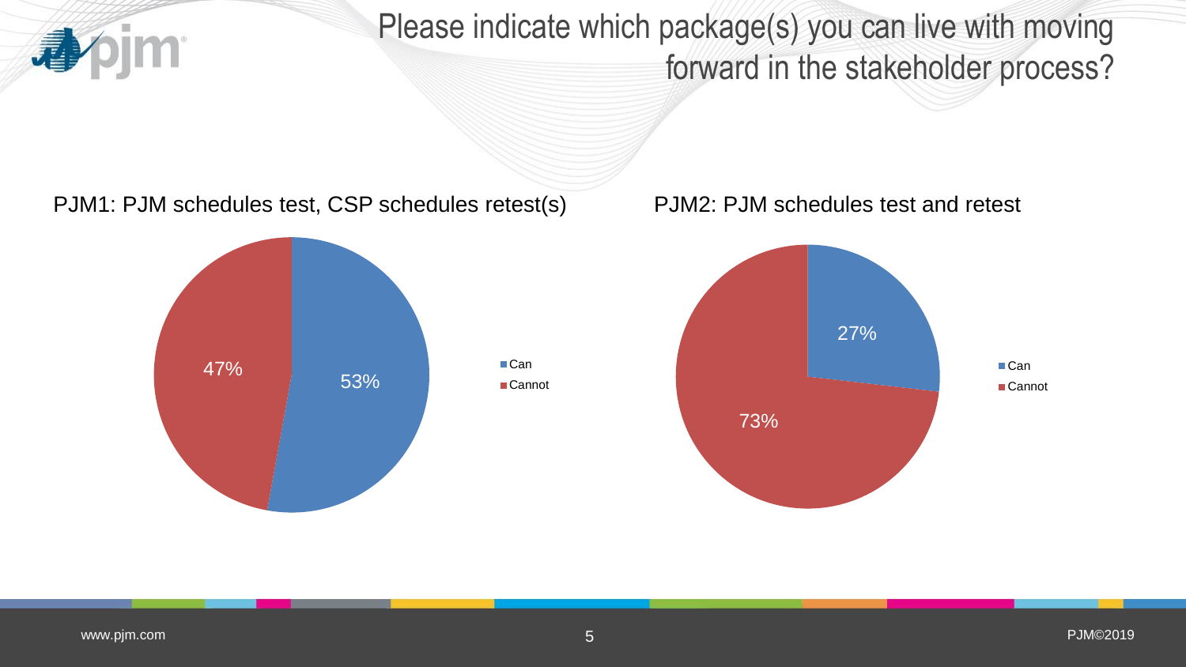# Please indicate which package(s) you can live with moving forward in the stakeholder process?

PJM1: PJM schedules test, CSP schedules retest(s)

- Can: 53%
- Cannot: 47%

PJM2: PJM schedules test and retest

- Can: 27%
- Cannot: 73%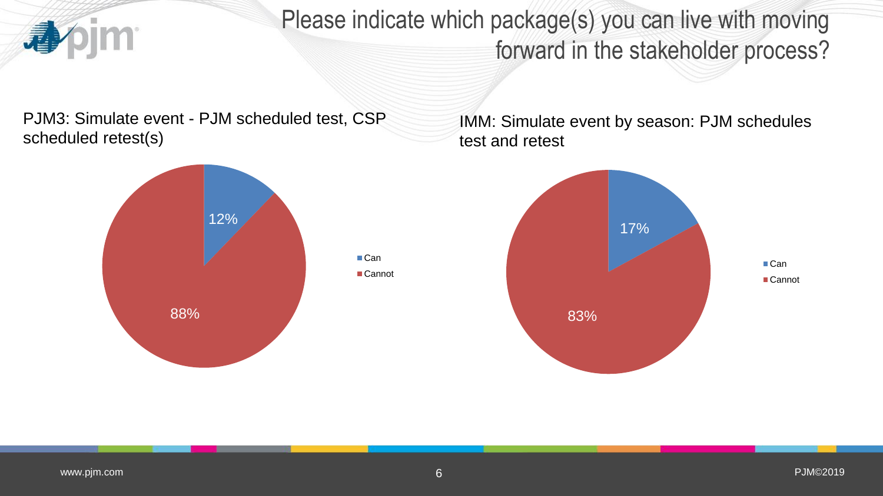# Please indicate which package(s) you can live with moving forward in the stakeholder process?

## PJM3: Simulate event - PJM scheduled test, CSP scheduled retest(s)

| Response | Percentage |
| --- | --- |
| Can | 12% |
| Cannot | 88% |

## IMM: Simulate event by season: PJM schedules test and retest

| Response | Percentage |
| --- | --- |
| Can | 17% |
| Cannot | 83% |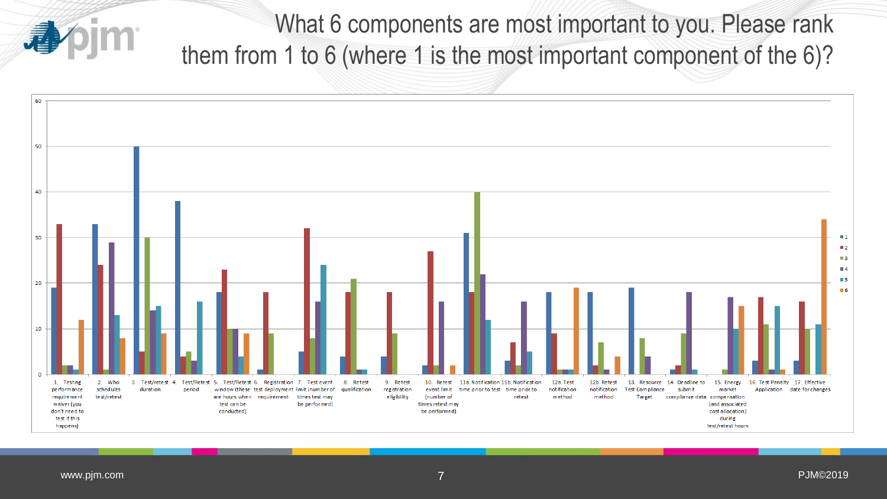# What 6 components are most important to you. Please rank them from 1 to 6 (where 1 is the most important component of the 6)?

1. Testing performance requirement waiver (you don't need to test if this happens)
2. Who schedules test/retest
3. Test/retest duration
4. Test/Retest period
5. Test/Retest window (these are hours when test can be conducted)
6. Registration test deployment requirement
7. Test event limit (number of times test may be performed)
8. Retest qualification
9. Retest registration eligibility
10. Retest event limit (number of times retest may be performed)

11a. Notification time prior to test

11b. Notification time prior to retest

12a. Test notification method

12b. Retest notification method

13. Resource Test Compliance Target
14. Deadline to submit compliance data
15. Energy market compensation (and associated cost allocation) during test/retest hours
16. Test Penalty Application
17. Effective date for changes

Legend: 1, 2, 3, 4, 5, 6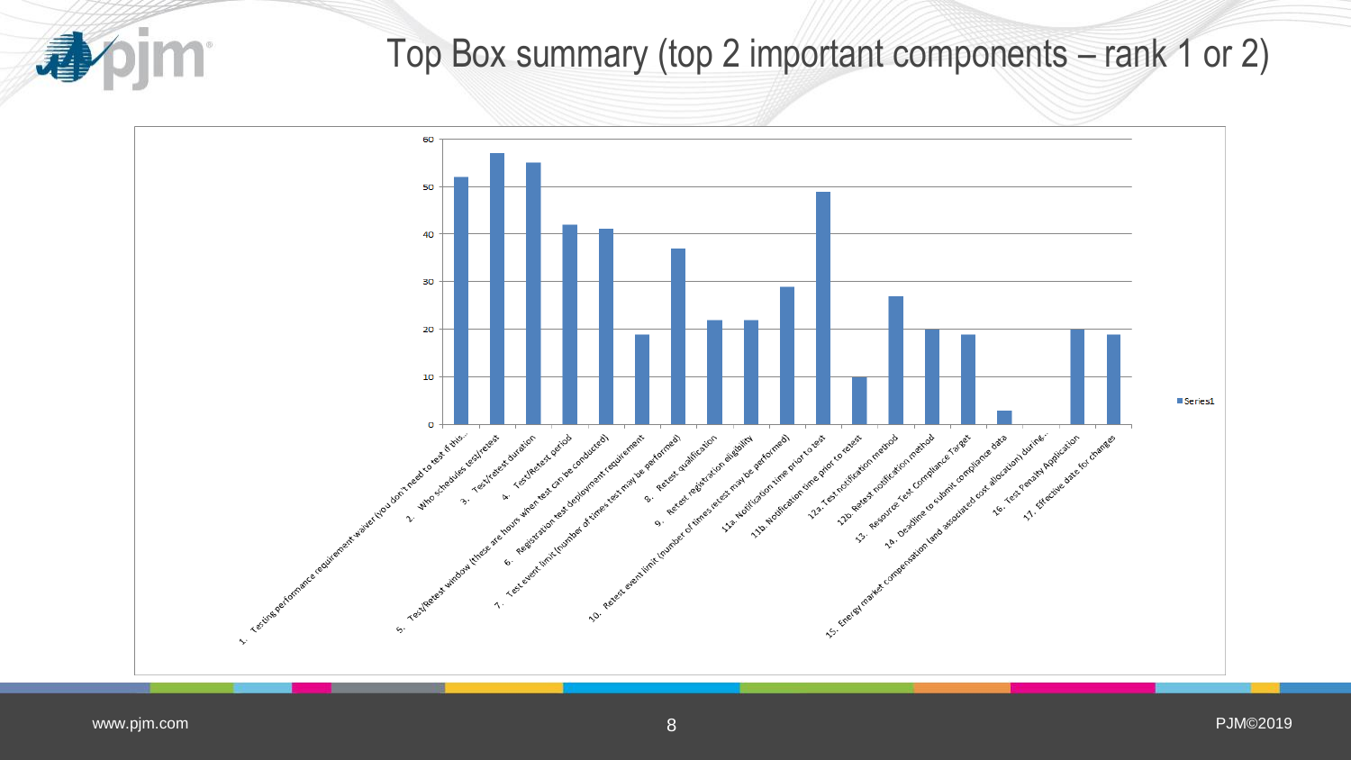# Top Box summary (top 2 important components – rank 1 or 2)

| Component | Series1 |
|---|---|
| 1. Testing performance requirement waiver (you don't need to test if this... | 52 |
| 2. Who schedules test/retest | 57 |
| 3. Test/retest duration | 55 |
| 4. Test/Retest period | 42 |
| 5. Test/Retest window (these are hours when test can be conducted) | 41 |
| 6. Registration test deployment requirement | 19 |
| 7. Test event limit (number of times test may be performed) | 37 |
| 8. Retest qualification | 22 |
| 9. Retest registration eligibility | 22 |
| 10. Retest event limit (number of times retest may be performed) | 29 |
| 11a. Notification time prior to test | 49 |
| 11b. Notification time prior to retest | 10 |
| 12a. Test notification method | 27 |
| 12b. Retest notification method | 20 |
| 13. Resource Test Compliance Target | 19 |
| 14. Deadline to submit compliance data | 3 |
| 15. Energy market compensation (and associated cost allocation) during... | 0 |
| 16. Test Penalty Application | 20 |
| 17. Effective date for changes | 19 |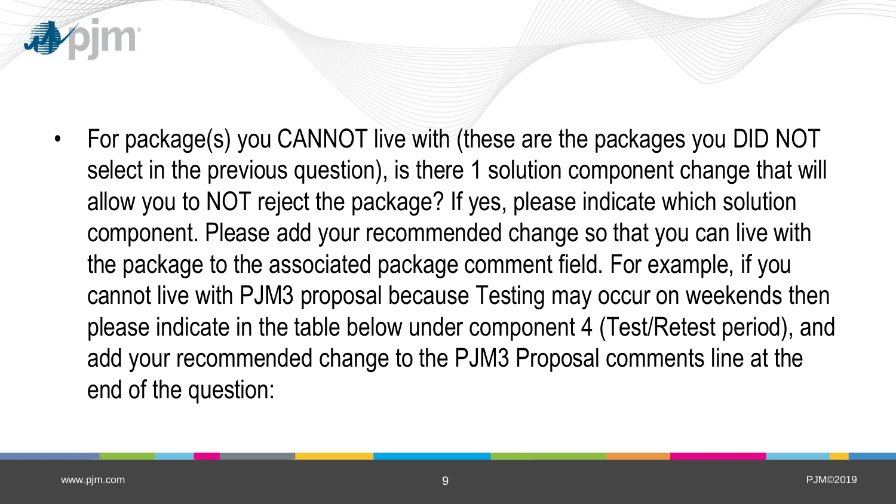- For package(s) you CANNOT live with (these are the packages you DID NOT select in the previous question), is there 1 solution component change that will allow you to NOT reject the package? If yes, please indicate which solution component. Please add your recommended change so that you can live with the package to the associated package comment field. For example, if you cannot live with PJM3 proposal because Testing may occur on weekends then please indicate in the table below under component 4 (Test/Retest period), and add your recommended change to the PJM3 Proposal comments line at the end of the question: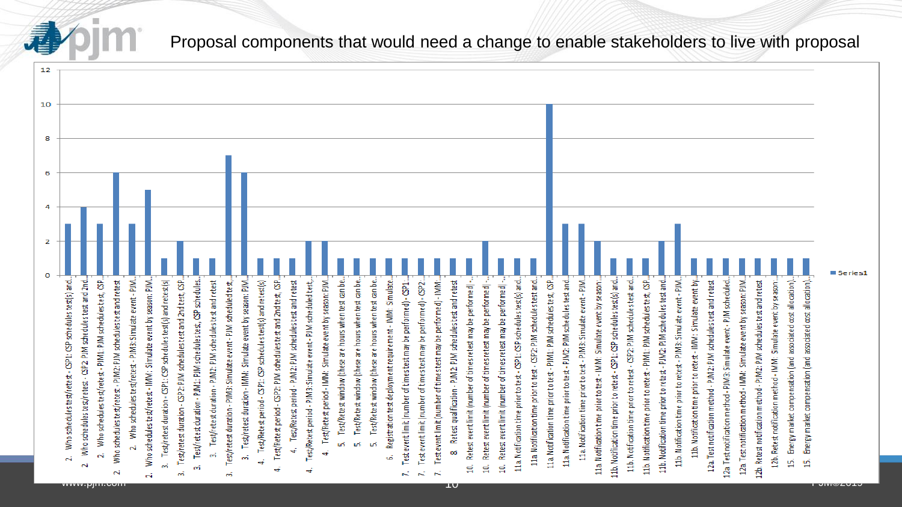# Proposal components that would need a change to enable stakeholders to live with proposal

| Proposal component | Series1 |
| --- | --- |
| 2. Who schedules test/retest - CSP1: CSP schedules test(s) and... | 3 |
| 2. Who schedules test/retest - CSP2: PJM schedules test and 2nd... | 4 |
| 2. Who schedules test/retest - PJM1: PJM schedules test, CSP... | 3 |
| 2. Who schedules test/retest - PJM2: PJM schedules test and retest | 6 |
| 2. Who schedules test/retest - PJM3: Simulate event - PJM... | 3 |
| 2. Who schedules test/retest - IMM: Simulate event by season: PJM... | 5 |
| 3. Test/retest duration - CSP1: CSP schedules test(s) and retest(s) | 1 |
| 3. Test/retest duration - CSP2: PJM schedules test and 2nd test, CSP... | 2 |
| 3. Test/retest duration - PJM1: PJM schedules test, CSP schedules... | 1 |
| 3. Test/retest duration - PJM2: PJM schedules test and retest | 1 |
| 3. Test/retest duration - PJM3: Simulate event - PJM scheduled test... | 7 |
| 3. Test/retest duration - IMM: Simulate event by season: PJM... | 6 |
| 4. Test/Retest period - CSP1: CSP schedules test(s) and retest(s) | 1 |
| 4. Test/Retest period - CSP2: PJM schedules test and 2nd test, CSP... | 1 |
| 4. Test/Retest period - PJM2: PJM schedules test and retest | 1 |
| 4. Test/Retest period - PJM3: Simulate event - PJM scheduled test,... | 2 |
| 4. Test/Retest period - IMM: Simulate event by season: PJM... | 2 |
| 5. Test/Retest window (these are hours when test can be... | 1 |
| 5. Test/Retest window (these are hours when test can be... | 1 |
| 5. Test/Retest window (these are hours when test can be... | 1 |
| 6. Registration test deployment requirement - IMM: Simulate... | 1 |
| 7. Test event limit (number of times test may be performed) - CSP1... | 1 |
| 7. Test event limit (number of times test may be performed) - CSP2... | 1 |
| 7. Test event limit (number of times test may be performed) - IMM... | 1 |
| 8. Retest qualification - PJM2: PJM schedules test and retest | 1 |
| 10. Retest event limit (number of times retest may be performed) -... | 1 |
| 10. Retest event limit (number of times retest may be performed) -... | 2 |
| 10. Retest event limit (number of times retest may be performed) -... | 1 |
| 11a. Notification time prior to test - CSP1: CSP schedules test(s) and... | 1 |
| 11a. Notification time prior to test - CSP2: PJM schedules test and... | 1 |
| 11a. Notification time prior to test - PJM1: PJM schedules test, CSP... | 10 |
| 11a. Notification time prior to test - PJM2: PJM schedules test and... | 3 |
| 11a. Notification time prior to test - PJM3: Simulate event - PJM... | 3 |
| 11a. Notification time prior to test - IMM: Simulate event by season... | 2 |
| 11b. Notification time prior to retest - CSP1: CSP schedules test(s) and... | 1 |
| 11b. Notification time prior to retest - CSP2: PJM schedules test and... | 1 |
| 11b. Notification time prior to retest - PJM1: PJM schedules test, CSP... | 1 |
| 11b. Notification time prior to retest - PJM2: PJM schedules test and... | 2 |
| 11b. Notification time prior to retest - PJM3: Simulate event - PJM... | 3 |
| 11b. Notification time prior to retest - IMM: Simulate event by... | 1 |
| 12a. Test notification method - PJM2: PJM schedules test and retest | 1 |
| 12a. Test notification method - PJM3: Simulate event - PJM scheduled... | 1 |
| 12a. Test notification method - IMM: Simulate event by season: PJM... | 1 |
| 12b. Retest notification method - PJM2: PJM schedules test and retest | 1 |
| 12b. Retest notification method - IMM: Simulate event by season... | 1 |
| 15. Energy market compensation (and associated cost allocation)... | 1 |
| 15. Energy market compensation (and associated cost allocation)... | 1 |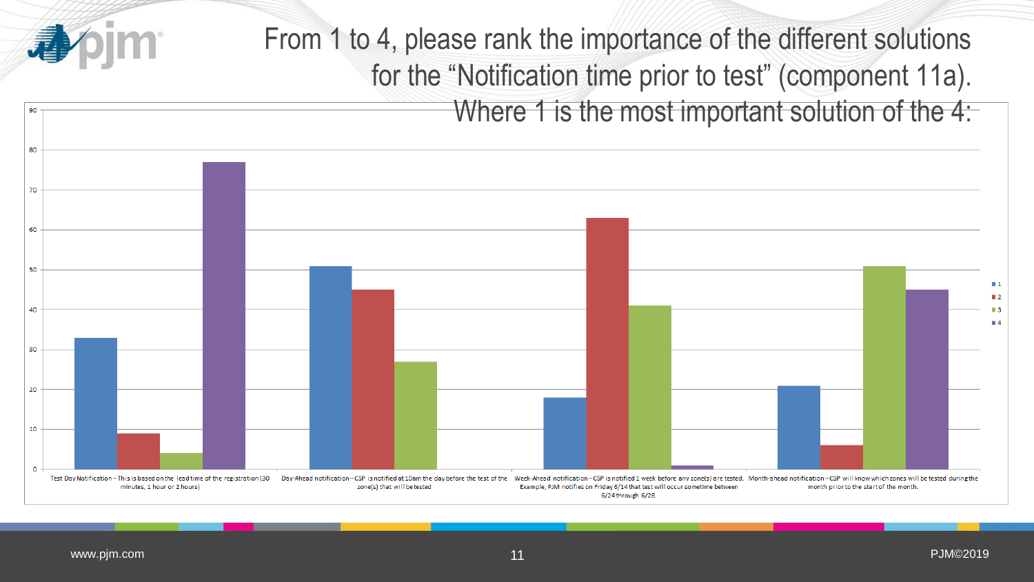# From 1 to 4, please rank the importance of the different solutions for the “Notification time prior to test” (component 11a). Where 1 is the most important solution of the 4:

90
80
70
60
50
40
30
20
10
0

Test Day Notification – This is based on the lead time of the registration (30 minutes, 1 hour or 2 hours)

Day-Ahead notification – CSP is notified at 10am the day before the test of the zone(s) that will be tested

Week-Ahead notification – CSP is notified 1 week before any zone(s) are tested. Example, PJM notifies on Friday 6/14 that test will occur sometime between 6/24 through 6/28.

Month-ahead notification – CSP will know which zones will be tested during the month prior to the start of the month.

1
2
3
4